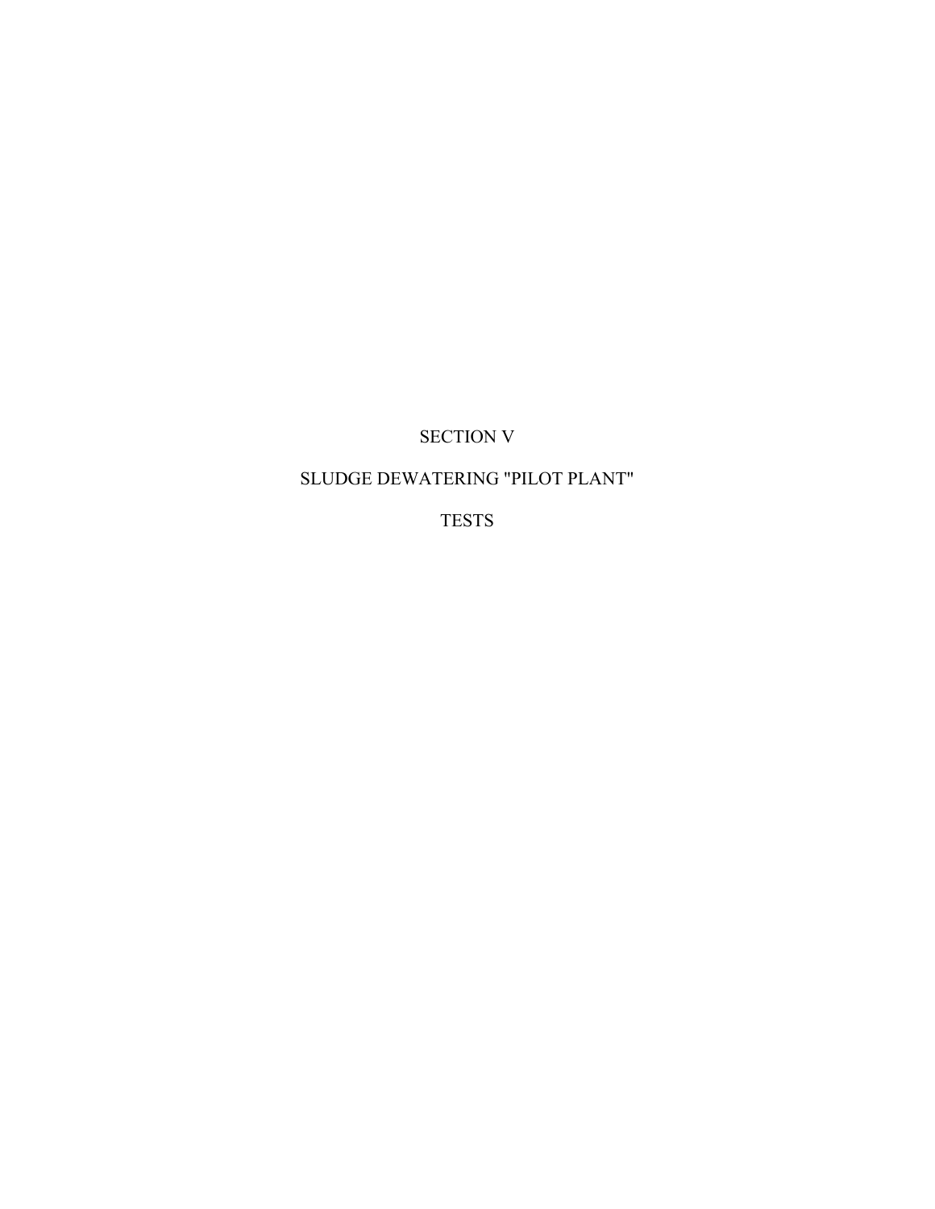# SECTION V

# SLUDGE DEWATERING "PILOT PLANT"

# TESTS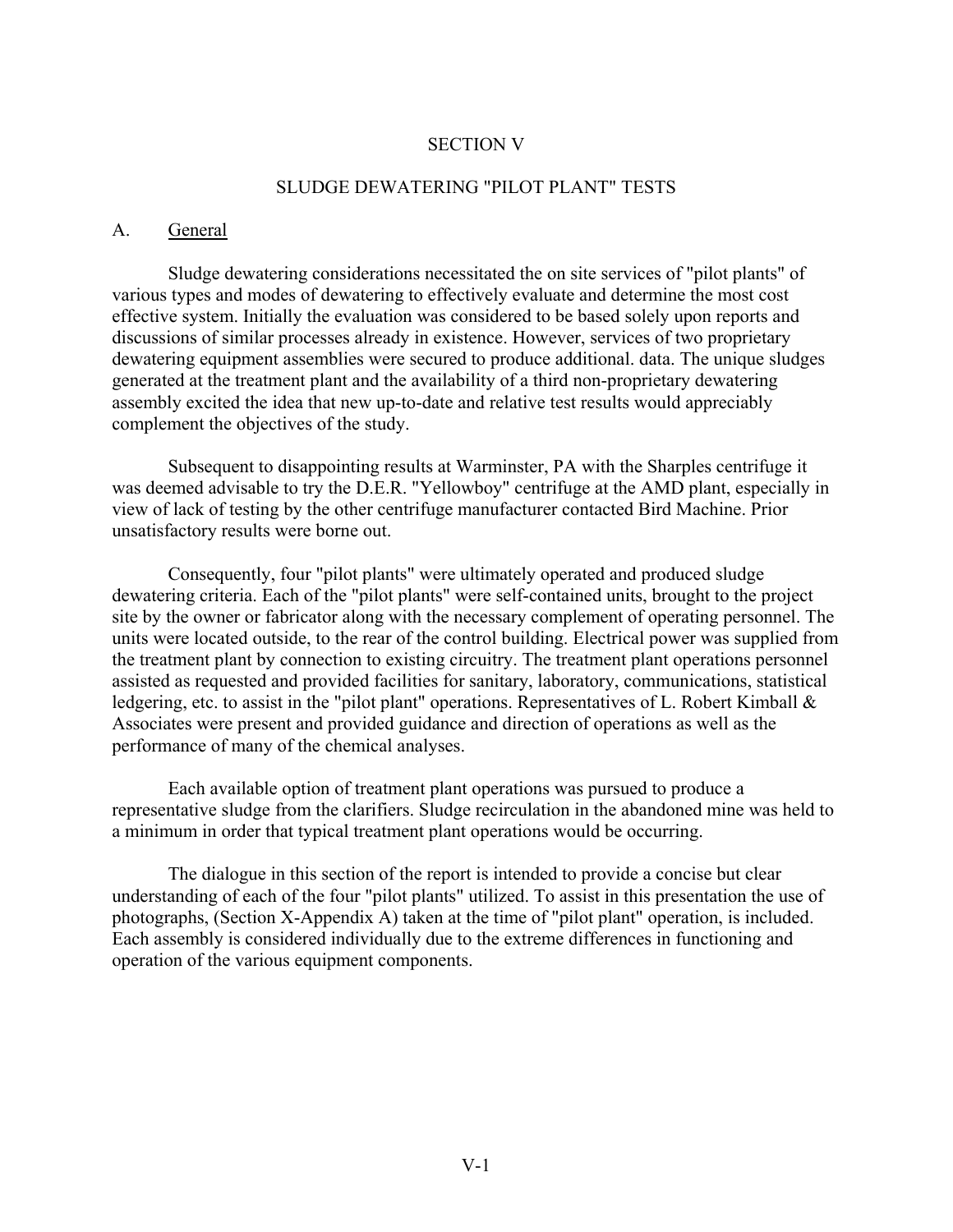# SECTION V

## SLUDGE DEWATERING "PILOT PLANT" TESTS

### A. General

Sludge dewatering considerations necessitated the on site services of "pilot plants" of various types and modes of dewatering to effectively evaluate and determine the most cost effective system. Initially the evaluation was considered to be based solely upon reports and discussions of similar processes already in existence. However, services of two proprietary dewatering equipment assemblies were secured to produce additional. data. The unique sludges generated at the treatment plant and the availability of a third non-proprietary dewatering assembly excited the idea that new up-to-date and relative test results would appreciably complement the objectives of the study.

Subsequent to disappointing results at Warminster, PA with the Sharples centrifuge it was deemed advisable to try the D.E.R. "Yellowboy" centrifuge at the AMD plant, especially in view of lack of testing by the other centrifuge manufacturer contacted Bird Machine. Prior unsatisfactory results were borne out.

Consequently, four "pilot plants" were ultimately operated and produced sludge dewatering criteria. Each of the "pilot plants" were self-contained units, brought to the project site by the owner or fabricator along with the necessary complement of operating personnel. The units were located outside, to the rear of the control building. Electrical power was supplied from the treatment plant by connection to existing circuitry. The treatment plant operations personnel assisted as requested and provided facilities for sanitary, laboratory, communications, statistical ledgering, etc. to assist in the "pilot plant" operations. Representatives of L. Robert Kimball & Associates were present and provided guidance and direction of operations as well as the performance of many of the chemical analyses.

Each available option of treatment plant operations was pursued to produce a representative sludge from the clarifiers. Sludge recirculation in the abandoned mine was held to a minimum in order that typical treatment plant operations would be occurring.

The dialogue in this section of the report is intended to provide a concise but clear understanding of each of the four "pilot plants" utilized. To assist in this presentation the use of photographs, (Section X-Appendix A) taken at the time of "pilot plant" operation, is included. Each assembly is considered individually due to the extreme differences in functioning and operation of the various equipment components.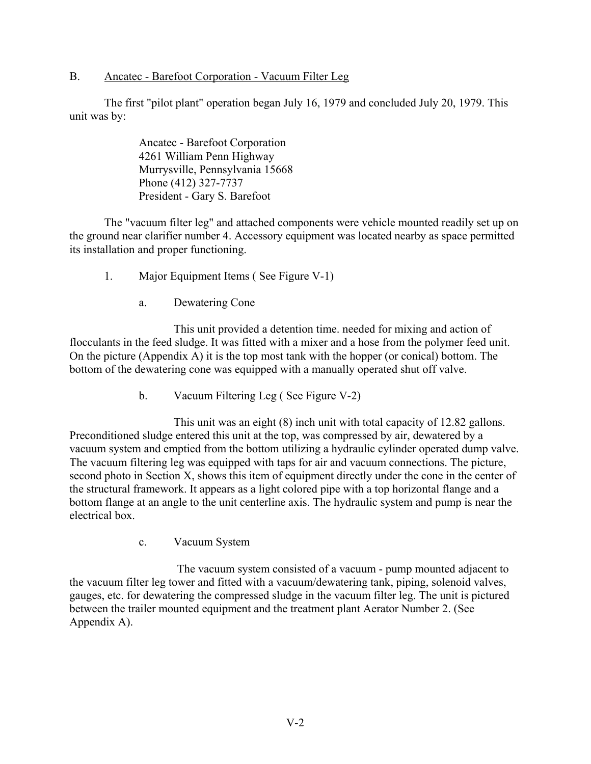## B. Ancatec - Barefoot Corporation - Vacuum Filter Leg

The first "pilot plant" operation began July 16, 1979 and concluded July 20, 1979. This unit was by:

> Ancatec - Barefoot Corporation
> 4261 William Penn Highway
> Murrysville, Pennsylvania 15668
> Phone (412) 327-7737
> President - Gary S. Barefoot

The "vacuum filter leg" and attached components were vehicle mounted readily set up on the ground near clarifier number 4. Accessory equipment was located nearby as space permitted its installation and proper functioning.

### 1. Major Equipment Items ( See Figure V-1)

#### a. Dewatering Cone

This unit provided a detention time. needed for mixing and action of flocculants in the feed sludge. It was fitted with a mixer and a hose from the polymer feed unit. On the picture (Appendix A) it is the top most tank with the hopper (or conical) bottom. The bottom of the dewatering cone was equipped with a manually operated shut off valve.

#### b. Vacuum Filtering Leg ( See Figure V-2)

This unit was an eight (8) inch unit with total capacity of 12.82 gallons. Preconditioned sludge entered this unit at the top, was compressed by air, dewatered by a vacuum system and emptied from the bottom utilizing a hydraulic cylinder operated dump valve. The vacuum filtering leg was equipped with taps for air and vacuum connections. The picture, second photo in Section X, shows this item of equipment directly under the cone in the center of the structural framework. It appears as a light colored pipe with a top horizontal flange and a bottom flange at an angle to the unit centerline axis. The hydraulic system and pump is near the electrical box.

#### c. Vacuum System

The vacuum system consisted of a vacuum - pump mounted adjacent to the vacuum filter leg tower and fitted with a vacuum/dewatering tank, piping, solenoid valves, gauges, etc. for dewatering the compressed sludge in the vacuum filter leg. The unit is pictured between the trailer mounted equipment and the treatment plant Aerator Number 2. (See Appendix A).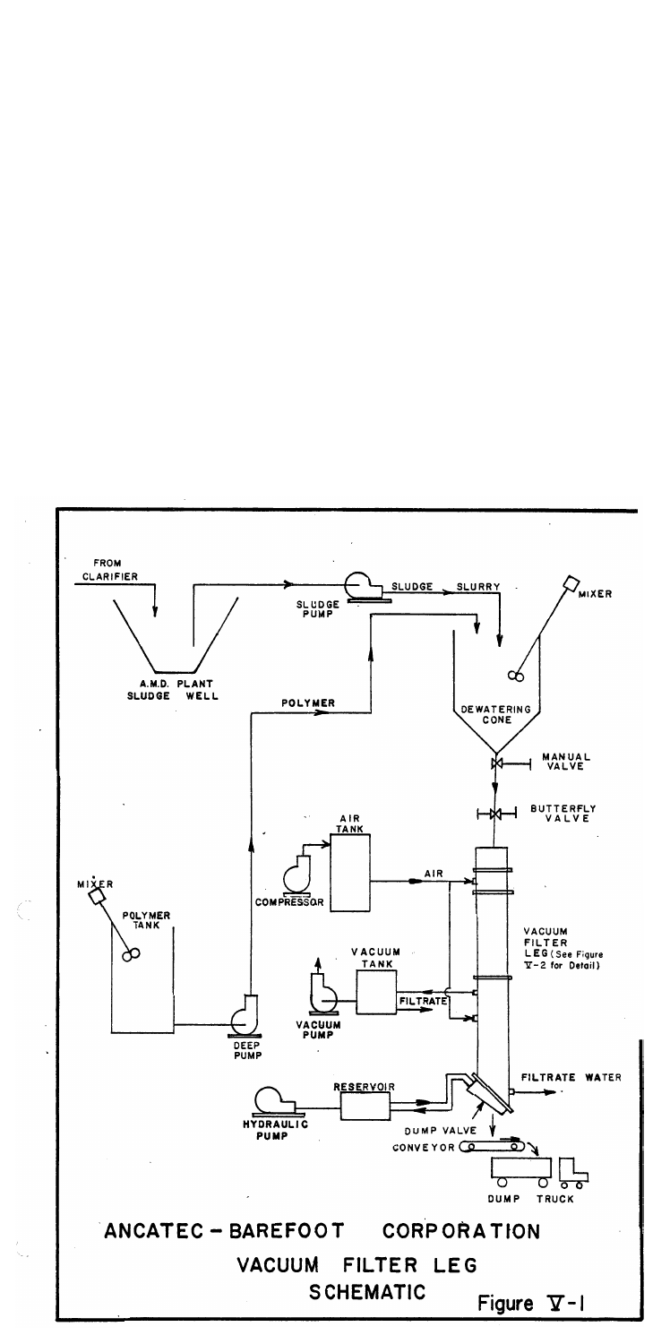FROM CLARIFIER

A.M.D. PLANT SLUDGE WELL

SLUDGE PUMP

SLUDGE SLURRY

MIXER

POLYMER

DEWATERING CONE

MANUAL VALVE

BUTTERFLY VALVE

AIR TANK

COMPRESSOR

AIR

MIXER

POLYMER TANK

VACUUM TANK

VACUUM PUMP

FILTRATE

VACUUM FILTER LEG (See Figure V-2 for Detail)

DEEP PUMP

HYDRAULIC PUMP

RESERVOIR

FILTRATE WATER

DUMP VALVE

CONVEYOR

DUMP TRUCK

ANCATEC - BAREFOOT CORPORATION

VACUUM FILTER LEG SCHEMATIC

Figure V-1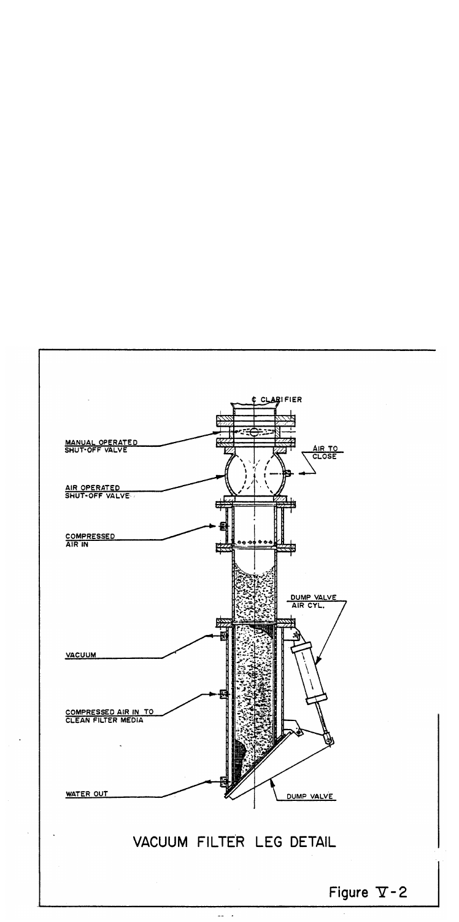℄ CLARIFIER

MANUAL OPERATED SHUT-OFF VALVE

AIR TO CLOSE

AIR OPERATED SHUT-OFF VALVE

COMPRESSED AIR IN

DUMP VALVE AIR CYL.

VACUUM

COMPRESSED AIR IN TO CLEAN FILTER MEDIA

WATER OUT

DUMP VALVE

VACUUM FILTER LEG DETAIL

Figure V-2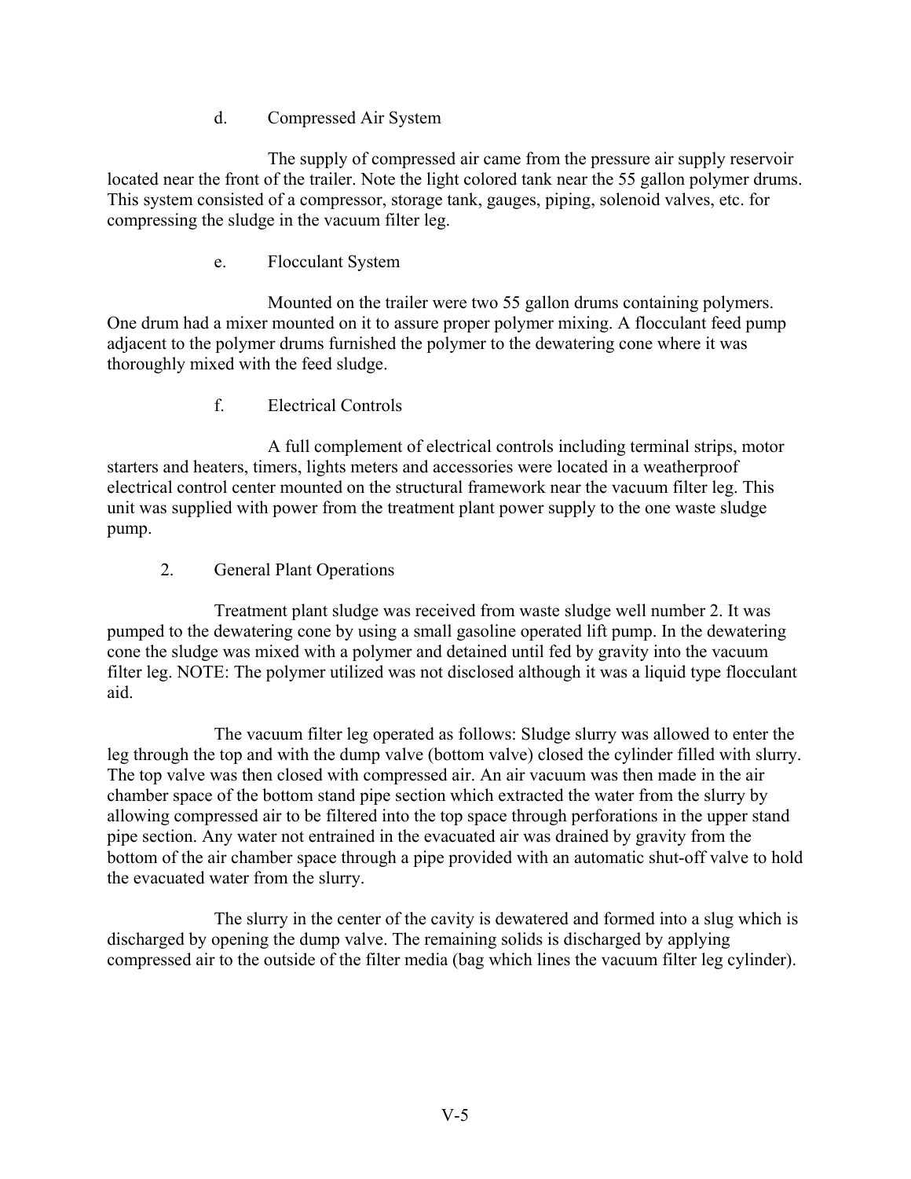d. Compressed Air System

The supply of compressed air came from the pressure air supply reservoir located near the front of the trailer. Note the light colored tank near the 55 gallon polymer drums. This system consisted of a compressor, storage tank, gauges, piping, solenoid valves, etc. for compressing the sludge in the vacuum filter leg.

e. Flocculant System

Mounted on the trailer were two 55 gallon drums containing polymers. One drum had a mixer mounted on it to assure proper polymer mixing. A flocculant feed pump adjacent to the polymer drums furnished the polymer to the dewatering cone where it was thoroughly mixed with the feed sludge.

f. Electrical Controls

A full complement of electrical controls including terminal strips, motor starters and heaters, timers, lights meters and accessories were located in a weatherproof electrical control center mounted on the structural framework near the vacuum filter leg. This unit was supplied with power from the treatment plant power supply to the one waste sludge pump.

2. General Plant Operations

Treatment plant sludge was received from waste sludge well number 2. It was pumped to the dewatering cone by using a small gasoline operated lift pump. In the dewatering cone the sludge was mixed with a polymer and detained until fed by gravity into the vacuum filter leg. NOTE: The polymer utilized was not disclosed although it was a liquid type flocculant aid.

The vacuum filter leg operated as follows: Sludge slurry was allowed to enter the leg through the top and with the dump valve (bottom valve) closed the cylinder filled with slurry. The top valve was then closed with compressed air. An air vacuum was then made in the air chamber space of the bottom stand pipe section which extracted the water from the slurry by allowing compressed air to be filtered into the top space through perforations in the upper stand pipe section. Any water not entrained in the evacuated air was drained by gravity from the bottom of the air chamber space through a pipe provided with an automatic shut-off valve to hold the evacuated water from the slurry.

The slurry in the center of the cavity is dewatered and formed into a slug which is discharged by opening the dump valve. The remaining solids is discharged by applying compressed air to the outside of the filter media (bag which lines the vacuum filter leg cylinder).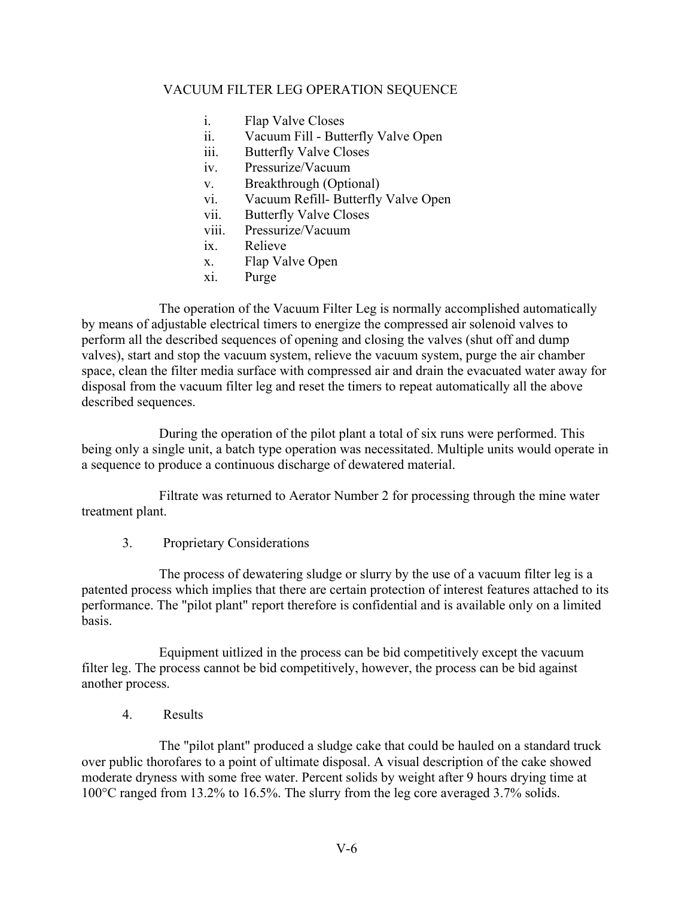VACUUM FILTER LEG OPERATION SEQUENCE

i. Flap Valve Closes
ii. Vacuum Fill - Butterfly Valve Open
iii. Butterfly Valve Closes
iv. Pressurize/Vacuum
v. Breakthrough (Optional)
vi. Vacuum Refill- Butterfly Valve Open
vii. Butterfly Valve Closes
viii. Pressurize/Vacuum
ix. Relieve
x. Flap Valve Open
xi. Purge

The operation of the Vacuum Filter Leg is normally accomplished automatically by means of adjustable electrical timers to energize the compressed air solenoid valves to perform all the described sequences of opening and closing the valves (shut off and dump valves), start and stop the vacuum system, relieve the vacuum system, purge the air chamber space, clean the filter media surface with compressed air and drain the evacuated water away for disposal from the vacuum filter leg and reset the timers to repeat automatically all the above described sequences.

During the operation of the pilot plant a total of six runs were performed. This being only a single unit, a batch type operation was necessitated. Multiple units would operate in a sequence to produce a continuous discharge of dewatered material.

Filtrate was returned to Aerator Number 2 for processing through the mine water treatment plant.

3. Proprietary Considerations

The process of dewatering sludge or slurry by the use of a vacuum filter leg is a patented process which implies that there are certain protection of interest features attached to its performance. The "pilot plant" report therefore is confidential and is available only on a limited basis.

Equipment uitlized in the process can be bid competitively except the vacuum filter leg. The process cannot be bid competitively, however, the process can be bid against another process.

4. Results

The "pilot plant" produced a sludge cake that could be hauled on a standard truck over public thorofares to a point of ultimate disposal. A visual description of the cake showed moderate dryness with some free water. Percent solids by weight after 9 hours drying time at 100°C ranged from 13.2% to 16.5%. The slurry from the leg core averaged 3.7% solids.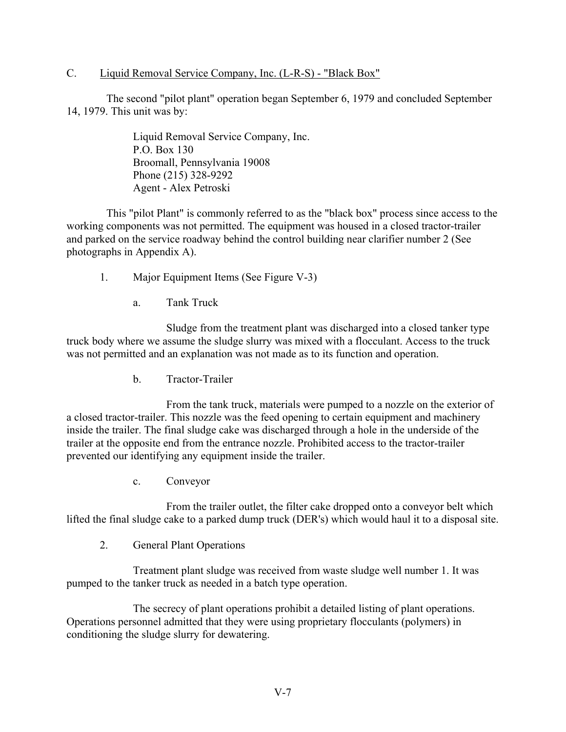### C. Liquid Removal Service Company, Inc. (L-R-S) - "Black Box"

The second "pilot plant" operation began September 6, 1979 and concluded September 14, 1979. This unit was by:

Liquid Removal Service Company, Inc.
P.O. Box 130
Broomall, Pennsylvania 19008
Phone (215) 328-9292
Agent - Alex Petroski

This "pilot Plant" is commonly referred to as the "black box" process since access to the working components was not permitted. The equipment was housed in a closed tractor-trailer and parked on the service roadway behind the control building near clarifier number 2 (See photographs in Appendix A).

1. Major Equipment Items (See Figure V-3)

   a. Tank Truck

   Sludge from the treatment plant was discharged into a closed tanker type truck body where we assume the sludge slurry was mixed with a flocculant. Access to the truck was not permitted and an explanation was not made as to its function and operation.

   b. Tractor-Trailer

   From the tank truck, materials were pumped to a nozzle on the exterior of a closed tractor-trailer. This nozzle was the feed opening to certain equipment and machinery inside the trailer. The final sludge cake was discharged through a hole in the underside of the trailer at the opposite end from the entrance nozzle. Prohibited access to the tractor-trailer prevented our identifying any equipment inside the trailer.

   c. Conveyor

   From the trailer outlet, the filter cake dropped onto a conveyor belt which lifted the final sludge cake to a parked dump truck (DER's) which would haul it to a disposal site.

2. General Plant Operations

   Treatment plant sludge was received from waste sludge well number 1. It was pumped to the tanker truck as needed in a batch type operation.

   The secrecy of plant operations prohibit a detailed listing of plant operations. Operations personnel admitted that they were using proprietary flocculants (polymers) in conditioning the sludge slurry for dewatering.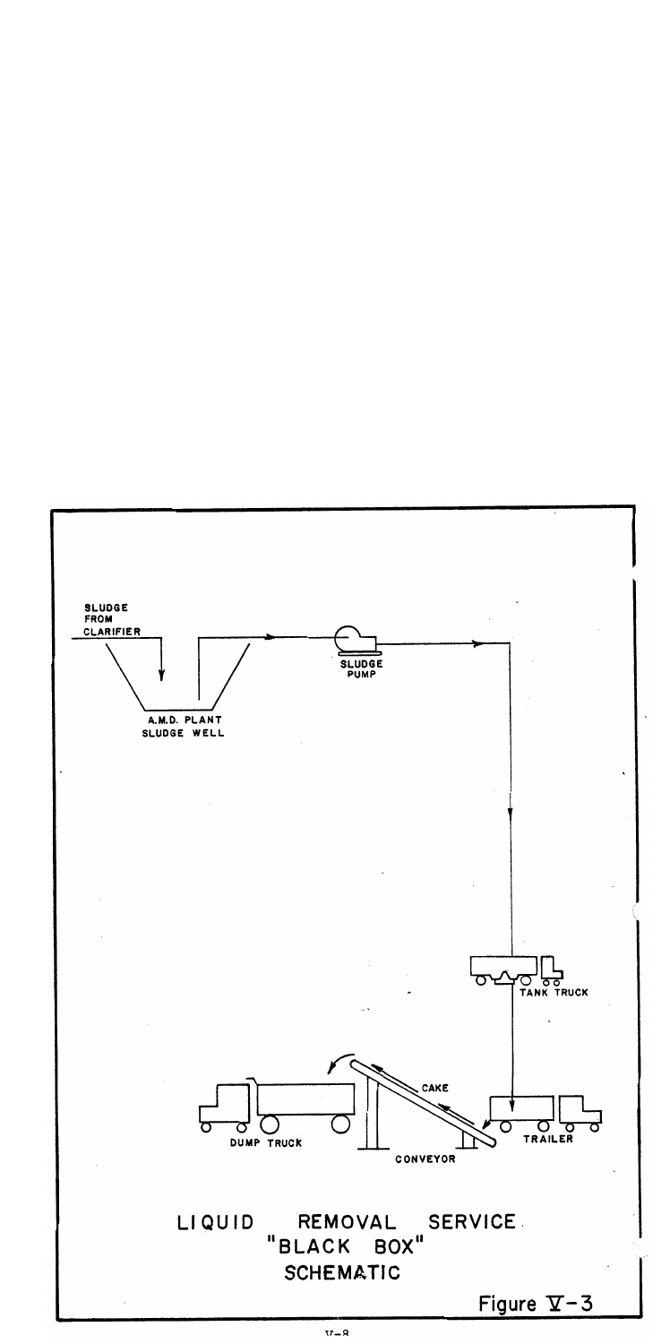SLUDGE FROM CLARIFIER

A.M.D. PLANT SLUDGE WELL

SLUDGE PUMP

TANK TRUCK

TRAILER

CAKE

CONVEYOR

DUMP TRUCK

LIQUID REMOVAL SERVICE "BLACK BOX" SCHEMATIC

Figure V-3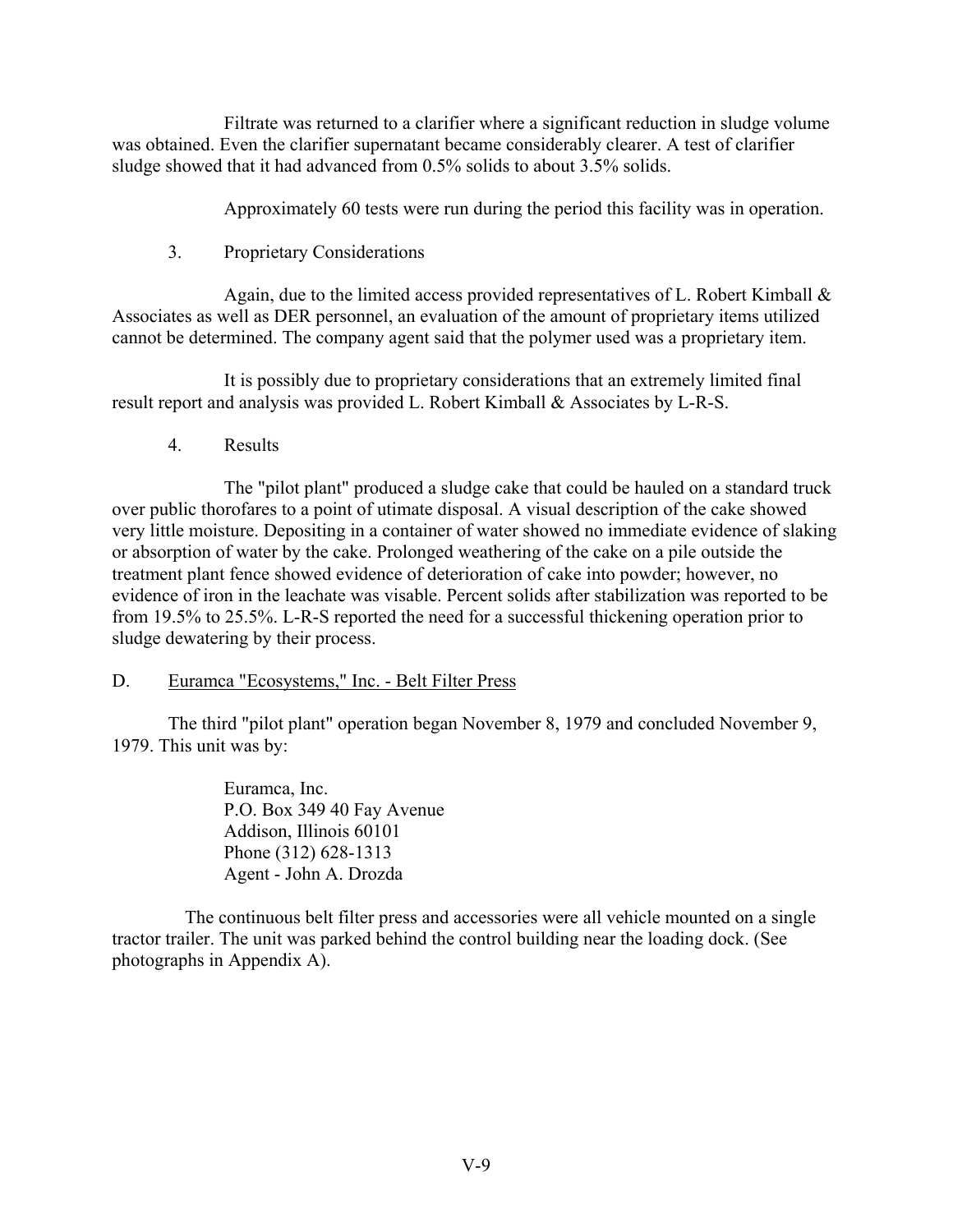Filtrate was returned to a clarifier where a significant reduction in sludge volume was obtained. Even the clarifier supernatant became considerably clearer. A test of clarifier sludge showed that it had advanced from 0.5% solids to about 3.5% solids.

Approximately 60 tests were run during the period this facility was in operation.

3. Proprietary Considerations

Again, due to the limited access provided representatives of L. Robert Kimball & Associates as well as DER personnel, an evaluation of the amount of proprietary items utilized cannot be determined. The company agent said that the polymer used was a proprietary item.

It is possibly due to proprietary considerations that an extremely limited final result report and analysis was provided L. Robert Kimball & Associates by L-R-S.

4. Results

The "pilot plant" produced a sludge cake that could be hauled on a standard truck over public thorofares to a point of utimate disposal. A visual description of the cake showed very little moisture. Depositing in a container of water showed no immediate evidence of slaking or absorption of water by the cake. Prolonged weathering of the cake on a pile outside the treatment plant fence showed evidence of deterioration of cake into powder; however, no evidence of iron in the leachate was visable. Percent solids after stabilization was reported to be from 19.5% to 25.5%. L-R-S reported the need for a successful thickening operation prior to sludge dewatering by their process.

D. Euramca "Ecosystems," Inc. - Belt Filter Press

The third "pilot plant" operation began November 8, 1979 and concluded November 9, 1979. This unit was by:

Euramca, Inc.  
P.O. Box 349 40 Fay Avenue  
Addison, Illinois 60101  
Phone (312) 628-1313  
Agent - John A. Drozda

The continuous belt filter press and accessories were all vehicle mounted on a single tractor trailer. The unit was parked behind the control building near the loading dock. (See photographs in Appendix A).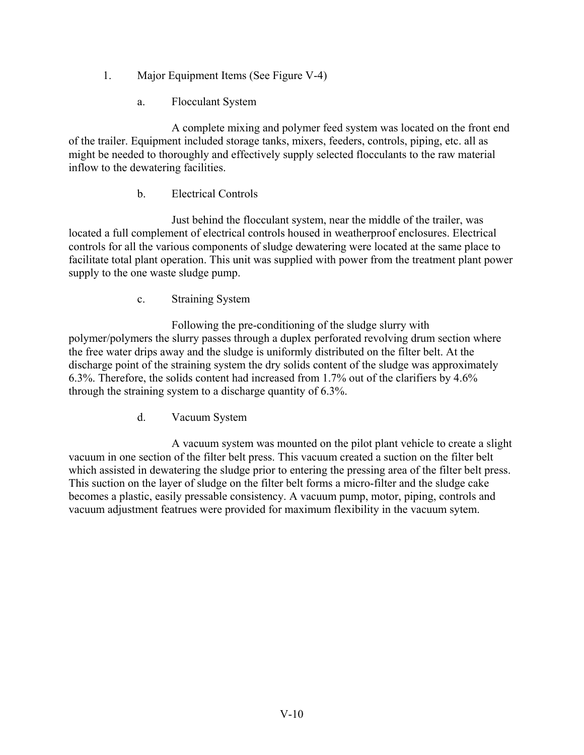1. Major Equipment Items (See Figure V-4)

a. Flocculant System

A complete mixing and polymer feed system was located on the front end of the trailer. Equipment included storage tanks, mixers, feeders, controls, piping, etc. all as might be needed to thoroughly and effectively supply selected flocculants to the raw material inflow to the dewatering facilities.

b. Electrical Controls

Just behind the flocculant system, near the middle of the trailer, was located a full complement of electrical controls housed in weatherproof enclosures. Electrical controls for all the various components of sludge dewatering were located at the same place to facilitate total plant operation. This unit was supplied with power from the treatment plant power supply to the one waste sludge pump.

c. Straining System

Following the pre-conditioning of the sludge slurry with polymer/polymers the slurry passes through a duplex perforated revolving drum section where the free water drips away and the sludge is uniformly distributed on the filter belt. At the discharge point of the straining system the dry solids content of the sludge was approximately 6.3%. Therefore, the solids content had increased from 1.7% out of the clarifiers by 4.6% through the straining system to a discharge quantity of 6.3%.

d. Vacuum System

A vacuum system was mounted on the pilot plant vehicle to create a slight vacuum in one section of the filter belt press. This vacuum created a suction on the filter belt which assisted in dewatering the sludge prior to entering the pressing area of the filter belt press. This suction on the layer of sludge on the filter belt forms a micro-filter and the sludge cake becomes a plastic, easily pressable consistency. A vacuum pump, motor, piping, controls and vacuum adjustment featrues were provided for maximum flexibility in the vacuum sytem.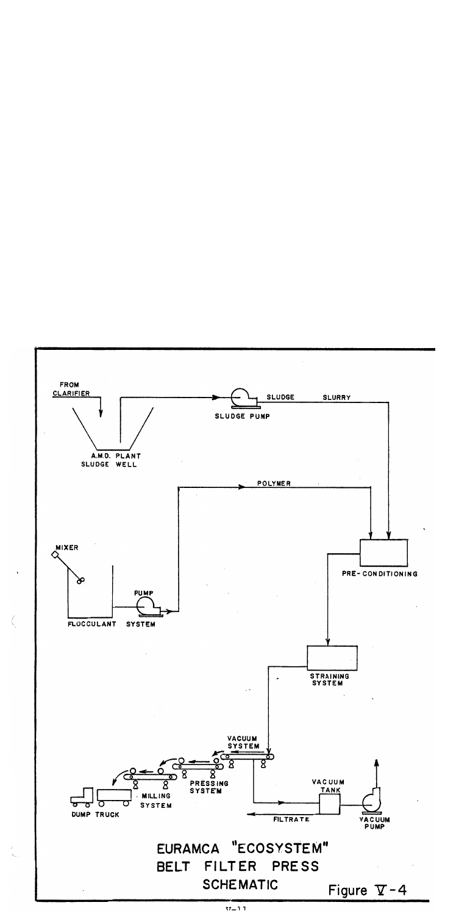FROM CLARIFIER

A.M.D. PLANT SLUDGE WELL

SLUDGE PUMP

SLUDGE SLURRY

POLYMER

MIXER

PUMP

FLOCCULANT SYSTEM

PRE-CONDITIONING

STRAINING SYSTEM

VACUUM SYSTEM

PRESSING SYSTEM

MILLING SYSTEM

DUMP TRUCK

VACUUM TANK

VACUUM PUMP

FILTRATE

EURAMCA "ECOSYSTEM" BELT FILTER PRESS SCHEMATIC

Figure V-4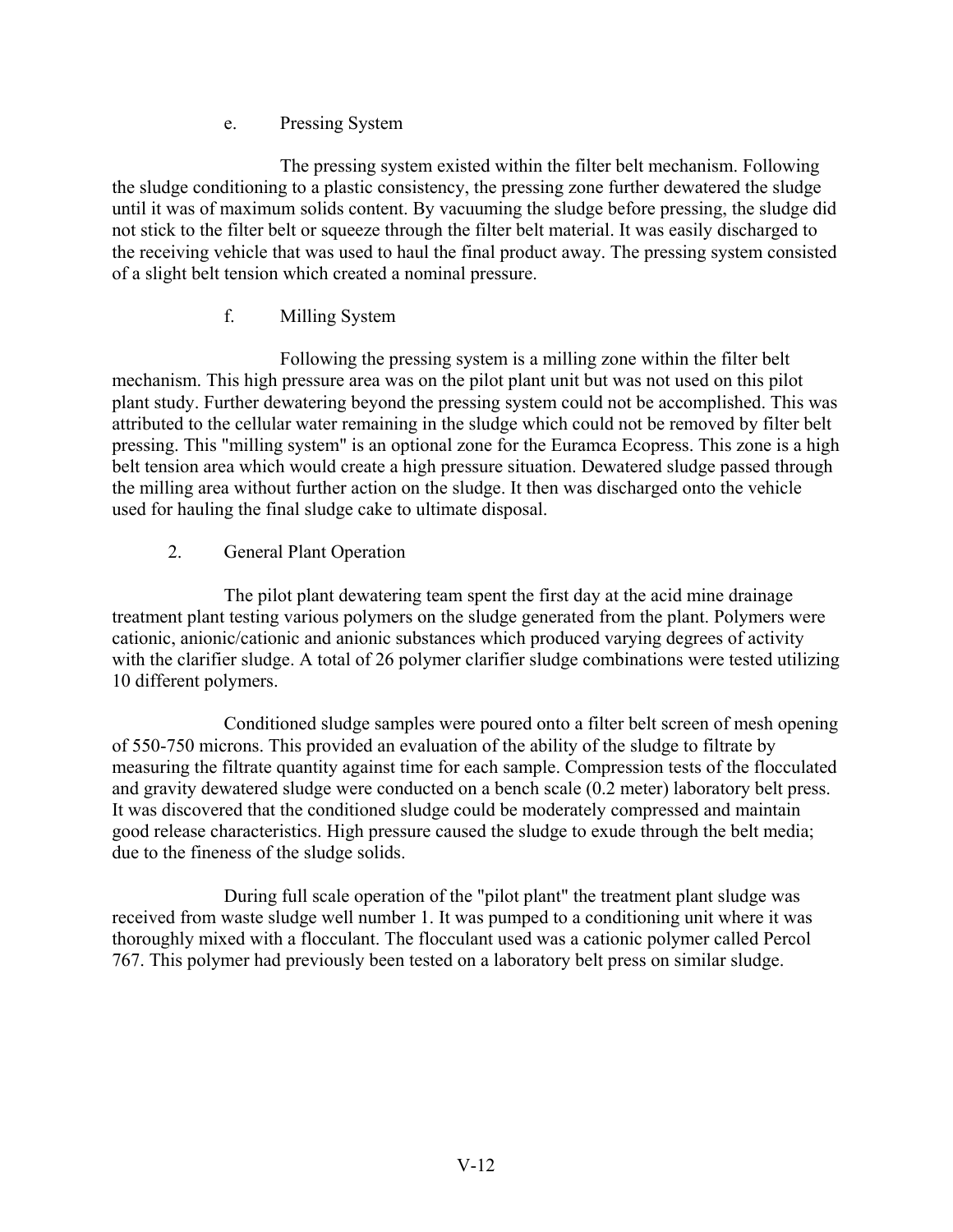#### e. Pressing System

The pressing system existed within the filter belt mechanism. Following the sludge conditioning to a plastic consistency, the pressing zone further dewatered the sludge until it was of maximum solids content. By vacuuming the sludge before pressing, the sludge did not stick to the filter belt or squeeze through the filter belt material. It was easily discharged to the receiving vehicle that was used to haul the final product away. The pressing system consisted of a slight belt tension which created a nominal pressure.

#### f. Milling System

Following the pressing system is a milling zone within the filter belt mechanism. This high pressure area was on the pilot plant unit but was not used on this pilot plant study. Further dewatering beyond the pressing system could not be accomplished. This was attributed to the cellular water remaining in the sludge which could not be removed by filter belt pressing. This "milling system" is an optional zone for the Euramca Ecopress. This zone is a high belt tension area which would create a high pressure situation. Dewatered sludge passed through the milling area without further action on the sludge. It then was discharged onto the vehicle used for hauling the final sludge cake to ultimate disposal.

### 2. General Plant Operation

The pilot plant dewatering team spent the first day at the acid mine drainage treatment plant testing various polymers on the sludge generated from the plant. Polymers were cationic, anionic/cationic and anionic substances which produced varying degrees of activity with the clarifier sludge. A total of 26 polymer clarifier sludge combinations were tested utilizing 10 different polymers.

Conditioned sludge samples were poured onto a filter belt screen of mesh opening of 550-750 microns. This provided an evaluation of the ability of the sludge to filtrate by measuring the filtrate quantity against time for each sample. Compression tests of the flocculated and gravity dewatered sludge were conducted on a bench scale (0.2 meter) laboratory belt press. It was discovered that the conditioned sludge could be moderately compressed and maintain good release characteristics. High pressure caused the sludge to exude through the belt media; due to the fineness of the sludge solids.

During full scale operation of the "pilot plant" the treatment plant sludge was received from waste sludge well number 1. It was pumped to a conditioning unit where it was thoroughly mixed with a flocculant. The flocculant used was a cationic polymer called Percol 767. This polymer had previously been tested on a laboratory belt press on similar sludge.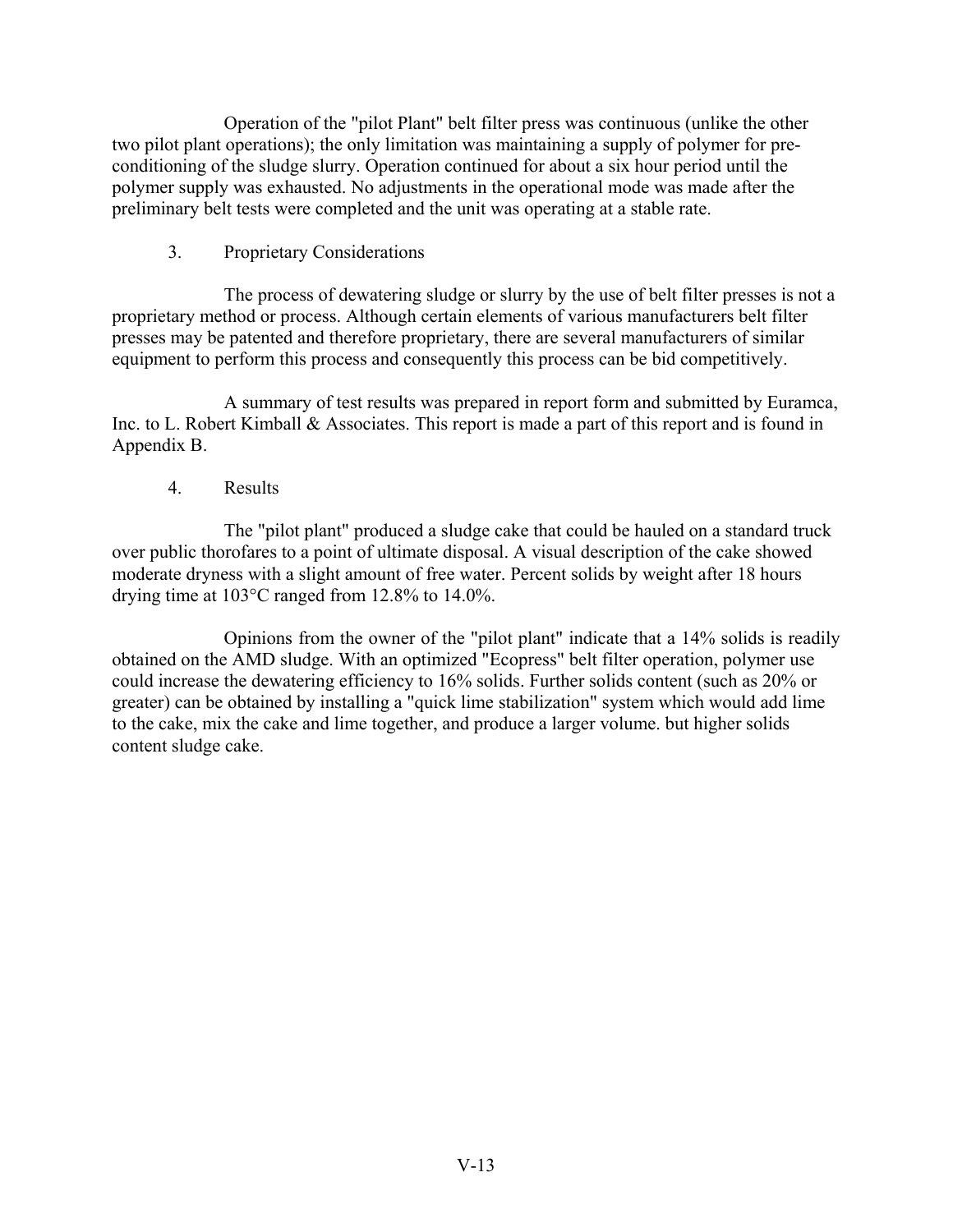Operation of the "pilot Plant" belt filter press was continuous (unlike the other two pilot plant operations); the only limitation was maintaining a supply of polymer for pre-conditioning of the sludge slurry. Operation continued for about a six hour period until the polymer supply was exhausted. No adjustments in the operational mode was made after the preliminary belt tests were completed and the unit was operating at a stable rate.

3. Proprietary Considerations

The process of dewatering sludge or slurry by the use of belt filter presses is not a proprietary method or process. Although certain elements of various manufacturers belt filter presses may be patented and therefore proprietary, there are several manufacturers of similar equipment to perform this process and consequently this process can be bid competitively.

A summary of test results was prepared in report form and submitted by Euramca, Inc. to L. Robert Kimball & Associates. This report is made a part of this report and is found in Appendix B.

4. Results

The "pilot plant" produced a sludge cake that could be hauled on a standard truck over public thorofares to a point of ultimate disposal. A visual description of the cake showed moderate dryness with a slight amount of free water. Percent solids by weight after 18 hours drying time at 103°C ranged from 12.8% to 14.0%.

Opinions from the owner of the "pilot plant" indicate that a 14% solids is readily obtained on the AMD sludge. With an optimized "Ecopress" belt filter operation, polymer use could increase the dewatering efficiency to 16% solids. Further solids content (such as 20% or greater) can be obtained by installing a "quick lime stabilization" system which would add lime to the cake, mix the cake and lime together, and produce a larger volume. but higher solids content sludge cake.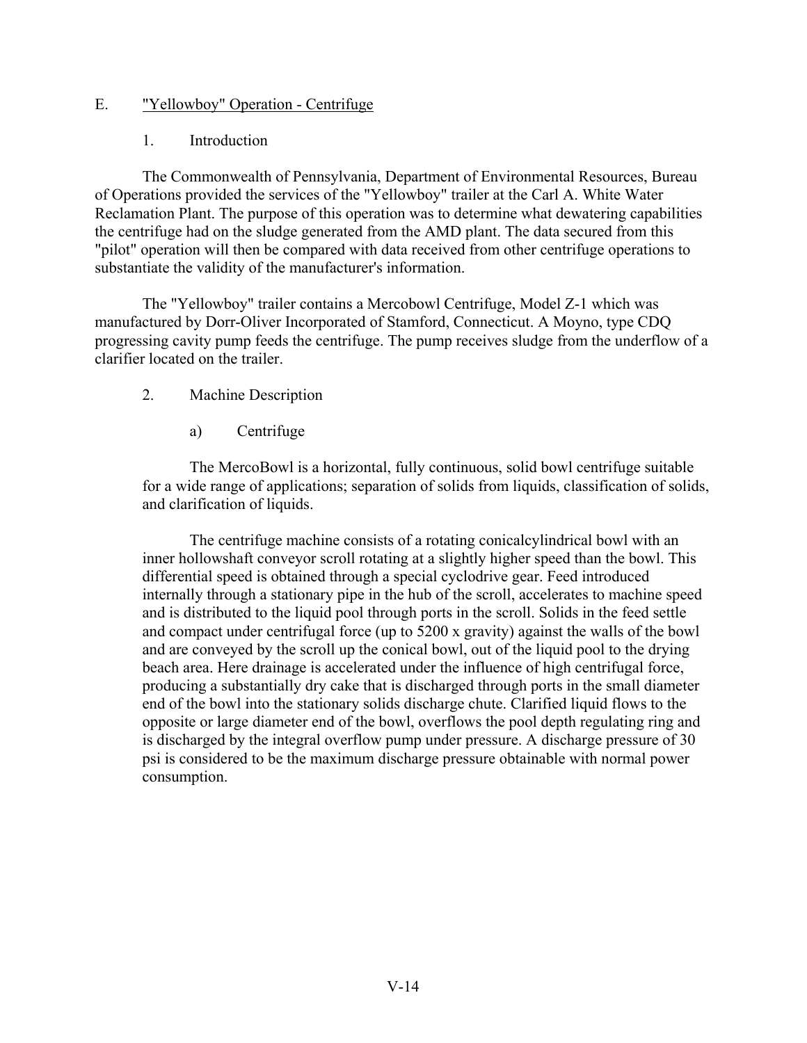## E. "Yellowboy" Operation - Centrifuge

### 1. Introduction

The Commonwealth of Pennsylvania, Department of Environmental Resources, Bureau of Operations provided the services of the "Yellowboy" trailer at the Carl A. White Water Reclamation Plant. The purpose of this operation was to determine what dewatering capabilities the centrifuge had on the sludge generated from the AMD plant. The data secured from this "pilot" operation will then be compared with data received from other centrifuge operations to substantiate the validity of the manufacturer's information.

The "Yellowboy" trailer contains a Mercobowl Centrifuge, Model Z-1 which was manufactured by Dorr-Oliver Incorporated of Stamford, Connecticut. A Moyno, type CDQ progressing cavity pump feeds the centrifuge. The pump receives sludge from the underflow of a clarifier located on the trailer.

### 2. Machine Description

#### a) Centrifuge

The MercoBowl is a horizontal, fully continuous, solid bowl centrifuge suitable for a wide range of applications; separation of solids from liquids, classification of solids, and clarification of liquids.

The centrifuge machine consists of a rotating conicalcylindrical bowl with an inner hollowshaft conveyor scroll rotating at a slightly higher speed than the bowl. This differential speed is obtained through a special cyclodrive gear. Feed introduced internally through a stationary pipe in the hub of the scroll, accelerates to machine speed and is distributed to the liquid pool through ports in the scroll. Solids in the feed settle and compact under centrifugal force (up to 5200 x gravity) against the walls of the bowl and are conveyed by the scroll up the conical bowl, out of the liquid pool to the drying beach area. Here drainage is accelerated under the influence of high centrifugal force, producing a substantially dry cake that is discharged through ports in the small diameter end of the bowl into the stationary solids discharge chute. Clarified liquid flows to the opposite or large diameter end of the bowl, overflows the pool depth regulating ring and is discharged by the integral overflow pump under pressure. A discharge pressure of 30 psi is considered to be the maximum discharge pressure obtainable with normal power consumption.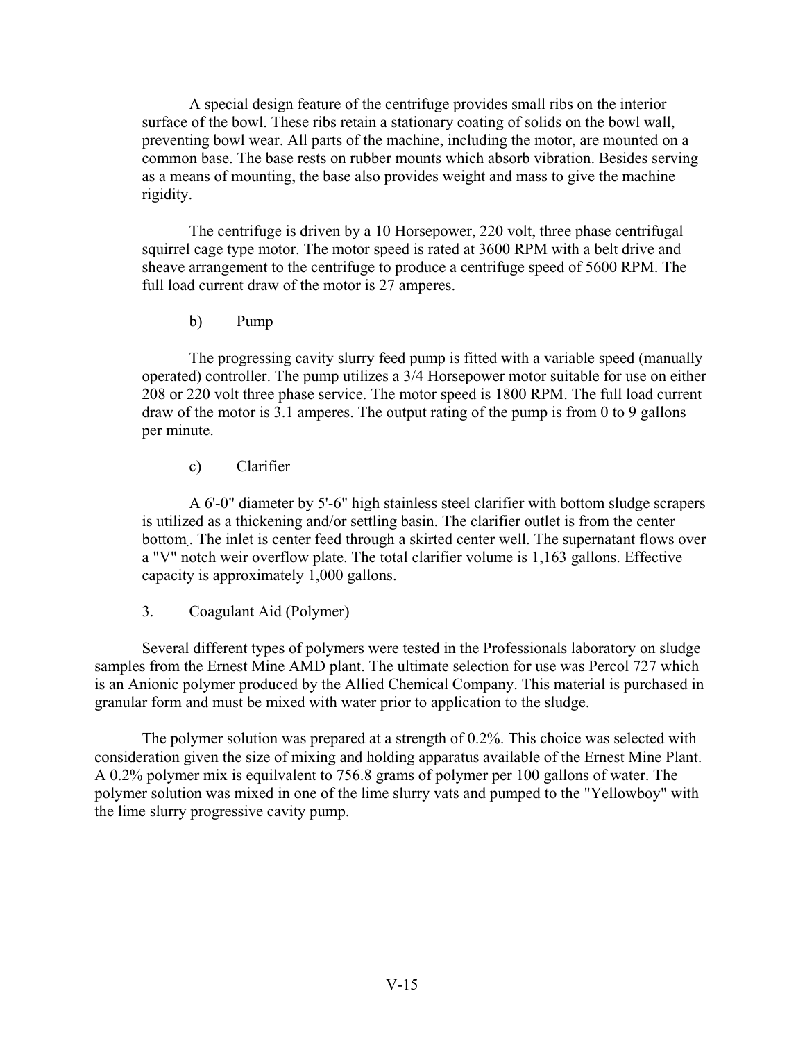A special design feature of the centrifuge provides small ribs on the interior surface of the bowl. These ribs retain a stationary coating of solids on the bowl wall, preventing bowl wear. All parts of the machine, including the motor, are mounted on a common base. The base rests on rubber mounts which absorb vibration. Besides serving as a means of mounting, the base also provides weight and mass to give the machine rigidity.

The centrifuge is driven by a 10 Horsepower, 220 volt, three phase centrifugal squirrel cage type motor. The motor speed is rated at 3600 RPM with a belt drive and sheave arrangement to the centrifuge to produce a centrifuge speed of 5600 RPM. The full load current draw of the motor is 27 amperes.

b) Pump

The progressing cavity slurry feed pump is fitted with a variable speed (manually operated) controller. The pump utilizes a 3/4 Horsepower motor suitable for use on either 208 or 220 volt three phase service. The motor speed is 1800 RPM. The full load current draw of the motor is 3.1 amperes. The output rating of the pump is from 0 to 9 gallons per minute.

c) Clarifier

A 6'-0" diameter by 5'-6" high stainless steel clarifier with bottom sludge scrapers is utilized as a thickening and/or settling basin. The clarifier outlet is from the center bottom. The inlet is center feed through a skirted center well. The supernatant flows over a "V" notch weir overflow plate. The total clarifier volume is 1,163 gallons. Effective capacity is approximately 1,000 gallons.

3. Coagulant Aid (Polymer)

Several different types of polymers were tested in the Professionals laboratory on sludge samples from the Ernest Mine AMD plant. The ultimate selection for use was Percol 727 which is an Anionic polymer produced by the Allied Chemical Company. This material is purchased in granular form and must be mixed with water prior to application to the sludge.

The polymer solution was prepared at a strength of 0.2%. This choice was selected with consideration given the size of mixing and holding apparatus available of the Ernest Mine Plant. A 0.2% polymer mix is equilvalent to 756.8 grams of polymer per 100 gallons of water. The polymer solution was mixed in one of the lime slurry vats and pumped to the "Yellowboy" with the lime slurry progressive cavity pump.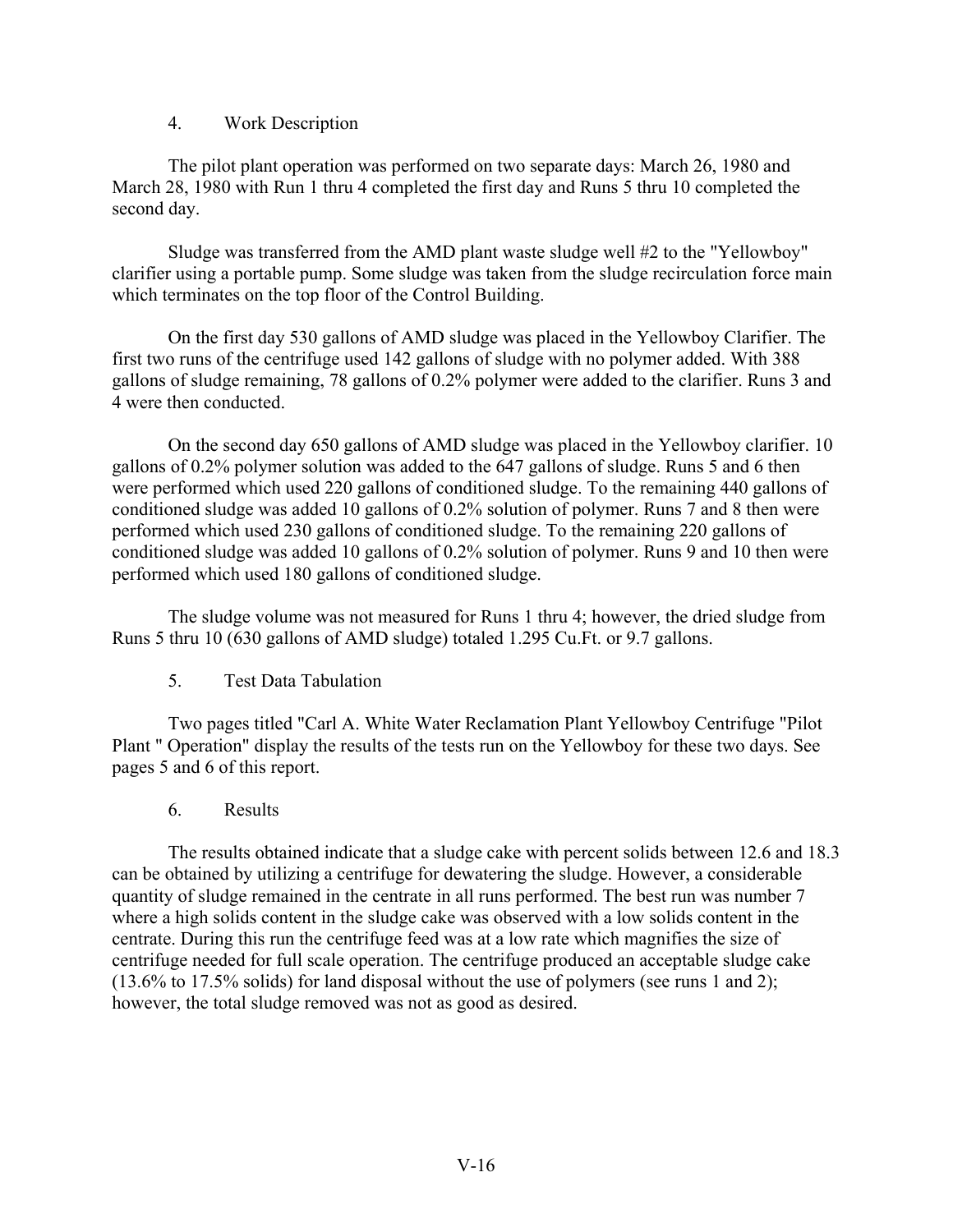## 4. Work Description

The pilot plant operation was performed on two separate days: March 26, 1980 and March 28, 1980 with Run 1 thru 4 completed the first day and Runs 5 thru 10 completed the second day.

Sludge was transferred from the AMD plant waste sludge well #2 to the "Yellowboy" clarifier using a portable pump. Some sludge was taken from the sludge recirculation force main which terminates on the top floor of the Control Building.

On the first day 530 gallons of AMD sludge was placed in the Yellowboy Clarifier. The first two runs of the centrifuge used 142 gallons of sludge with no polymer added. With 388 gallons of sludge remaining, 78 gallons of 0.2% polymer were added to the clarifier. Runs 3 and 4 were then conducted.

On the second day 650 gallons of AMD sludge was placed in the Yellowboy clarifier. 10 gallons of 0.2% polymer solution was added to the 647 gallons of sludge. Runs 5 and 6 then were performed which used 220 gallons of conditioned sludge. To the remaining 440 gallons of conditioned sludge was added 10 gallons of 0.2% solution of polymer. Runs 7 and 8 then were performed which used 230 gallons of conditioned sludge. To the remaining 220 gallons of conditioned sludge was added 10 gallons of 0.2% solution of polymer. Runs 9 and 10 then were performed which used 180 gallons of conditioned sludge.

The sludge volume was not measured for Runs 1 thru 4; however, the dried sludge from Runs 5 thru 10 (630 gallons of AMD sludge) totaled 1.295 Cu.Ft. or 9.7 gallons.

## 5. Test Data Tabulation

Two pages titled "Carl A. White Water Reclamation Plant Yellowboy Centrifuge "Pilot Plant " Operation" display the results of the tests run on the Yellowboy for these two days. See pages 5 and 6 of this report.

## 6. Results

The results obtained indicate that a sludge cake with percent solids between 12.6 and 18.3 can be obtained by utilizing a centrifuge for dewatering the sludge. However, a considerable quantity of sludge remained in the centrate in all runs performed. The best run was number 7 where a high solids content in the sludge cake was observed with a low solids content in the centrate. During this run the centrifuge feed was at a low rate which magnifies the size of centrifuge needed for full scale operation. The centrifuge produced an acceptable sludge cake (13.6% to 17.5% solids) for land disposal without the use of polymers (see runs 1 and 2); however, the total sludge removed was not as good as desired.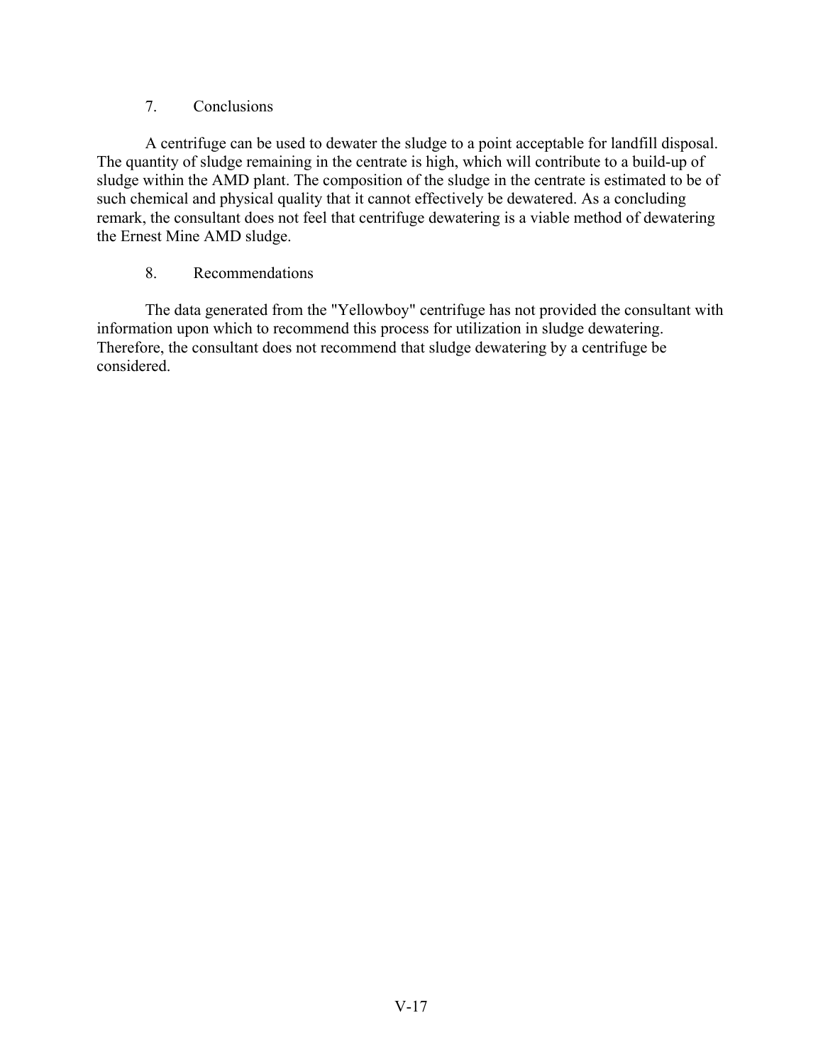## 7. Conclusions

A centrifuge can be used to dewater the sludge to a point acceptable for landfill disposal. The quantity of sludge remaining in the centrate is high, which will contribute to a build-up of sludge within the AMD plant. The composition of the sludge in the centrate is estimated to be of such chemical and physical quality that it cannot effectively be dewatered. As a concluding remark, the consultant does not feel that centrifuge dewatering is a viable method of dewatering the Ernest Mine AMD sludge.

## 8. Recommendations

The data generated from the "Yellowboy" centrifuge has not provided the consultant with information upon which to recommend this process for utilization in sludge dewatering. Therefore, the consultant does not recommend that sludge dewatering by a centrifuge be considered.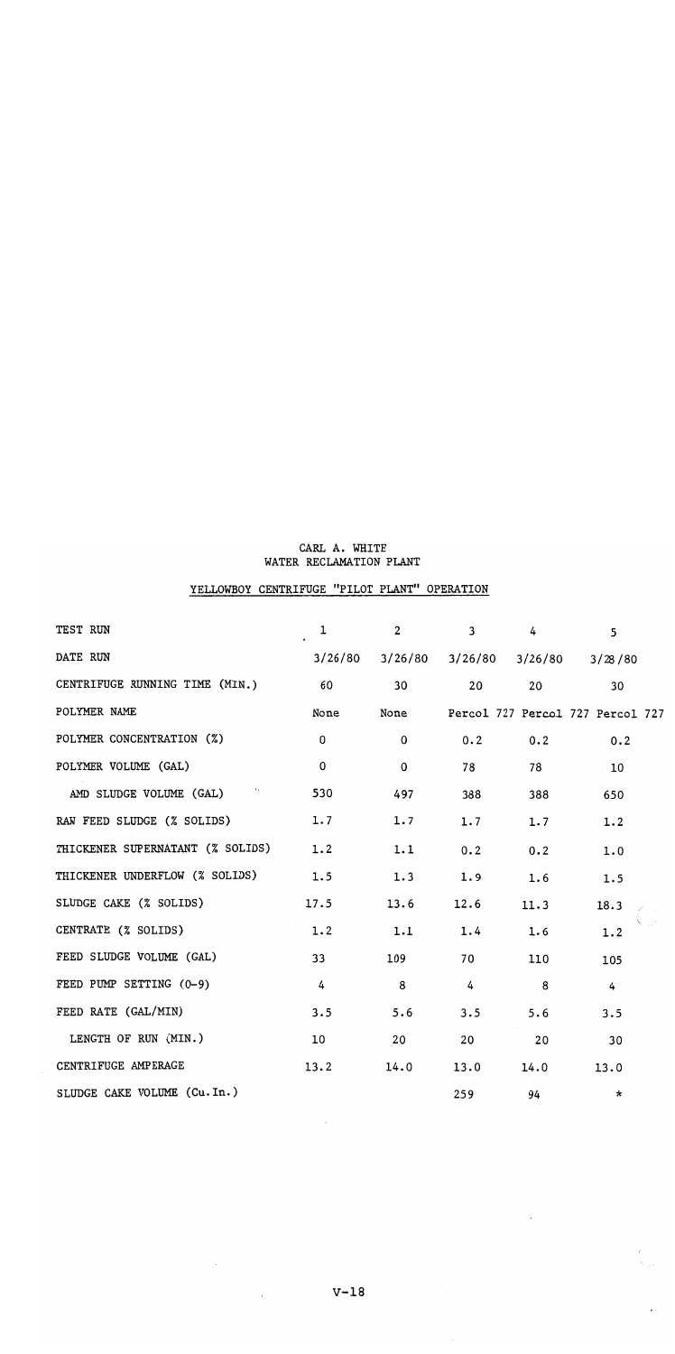CARL A. WHITE
WATER RECLAMATION PLANT

YELLOWBOY CENTRIFUGE "PILOT PLANT" OPERATION

| TEST RUN | 1 | 2 | 3 | 4 | 5 |
|---|---|---|---|---|---|
| DATE RUN | 3/26/80 | 3/26/80 | 3/26/80 | 3/26/80 | 3/28/80 |
| CENTRIFUGE RUNNING TIME (MIN.) | 60 | 30 | 20 | 20 | 30 |
| POLYMER NAME | None | None | Percol 727 | Percol 727 | Percol 727 |
| POLYMER CONCENTRATION (%) | 0 | 0 | 0.2 | 0.2 | 0.2 |
| POLYMER VOLUME (GAL) | 0 | 0 | 78 | 78 | 10 |
| AMD SLUDGE VOLUME (GAL) | 530 | 497 | 388 | 388 | 650 |
| RAW FEED SLUDGE (% SOLIDS) | 1.7 | 1.7 | 1.7 | 1.7 | 1.2 |
| THICKENER SUPERNATANT (% SOLIDS) | 1.2 | 1.1 | 0.2 | 0.2 | 1.0 |
| THICKENER UNDERFLOW (% SOLIDS) | 1.5 | 1.3 | 1.9 | 1.6 | 1.5 |
| SLUDGE CAKE (% SOLIDS) | 17.5 | 13.6 | 12.6 | 11.3 | 18.3 |
| CENTRATE (% SOLIDS) | 1.2 | 1.1 | 1.4 | 1.6 | 1.2 |
| FEED SLUDGE VOLUME (GAL) | 33 | 109 | 70 | 110 | 105 |
| FEED PUMP SETTING (0-9) | 4 | 8 | 4 | 8 | 4 |
| FEED RATE (GAL/MIN) | 3.5 | 5.6 | 3.5 | 5.6 | 3.5 |
| LENGTH OF RUN (MIN.) | 10 | 20 | 20 | 20 | 30 |
| CENTRIFUGE AMPERAGE | 13.2 | 14.0 | 13.0 | 14.0 | 13.0 |
| SLUDGE CAKE VOLUME (Cu.In.) | | | 259 | 94 | * |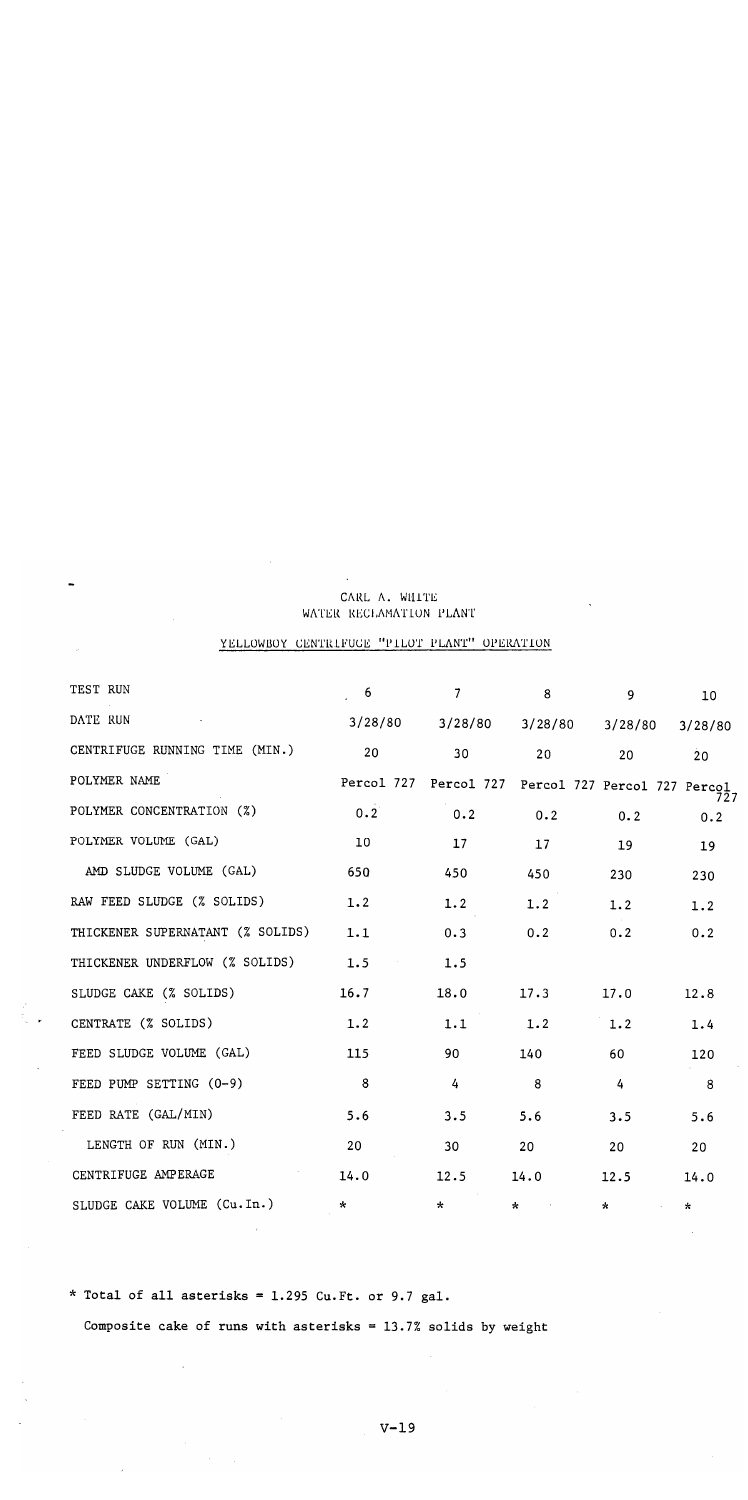CARL A. WHITE
WATER RECLAMATION PLANT

YELLOWBOY CENTRIFUGE "PILOT PLANT" OPERATION

| TEST RUN | 6 | 7 | 8 | 9 | 10 |
|---|---|---|---|---|---|
| DATE RUN | 3/28/80 | 3/28/80 | 3/28/80 | 3/28/80 | 3/28/80 |
| CENTRIFUGE RUNNING TIME (MIN.) | 20 | 30 | 20 | 20 | 20 |
| POLYMER NAME | Percol 727 | Percol 727 | Percol 727 | Percol 727 | Percol 727 |
| POLYMER CONCENTRATION (%) | 0.2 | 0.2 | 0.2 | 0.2 | 0.2 |
| POLYMER VOLUME (GAL) | 10 | 17 | 17 | 19 | 19 |
| AMD SLUDGE VOLUME (GAL) | 650 | 450 | 450 | 230 | 230 |
| RAW FEED SLUDGE (% SOLIDS) | 1.2 | 1.2 | 1.2 | 1.2 | 1.2 |
| THICKENER SUPERNATANT (% SOLIDS) | 1.1 | 0.3 | 0.2 | 0.2 | 0.2 |
| THICKENER UNDERFLOW (% SOLIDS) | 1.5 | 1.5 | | | |
| SLUDGE CAKE (% SOLIDS) | 16.7 | 18.0 | 17.3 | 17.0 | 12.8 |
| CENTRATE (% SOLIDS) | 1.2 | 1.1 | 1.2 | 1.2 | 1.4 |
| FEED SLUDGE VOLUME (GAL) | 115 | 90 | 140 | 60 | 120 |
| FEED PUMP SETTING (0-9) | 8 | 4 | 8 | 4 | 8 |
| FEED RATE (GAL/MIN) | 5.6 | 3.5 | 5.6 | 3.5 | 5.6 |
| LENGTH OF RUN (MIN.) | 20 | 30 | 20 | 20 | 20 |
| CENTRIFUGE AMPERAGE | 14.0 | 12.5 | 14.0 | 12.5 | 14.0 |
| SLUDGE CAKE VOLUME (Cu.In.) | * | * | * | * | * |

* Total of all asterisks = 1.295 Cu.Ft. or 9.7 gal.

Composite cake of runs with asterisks = 13.7% solids by weight